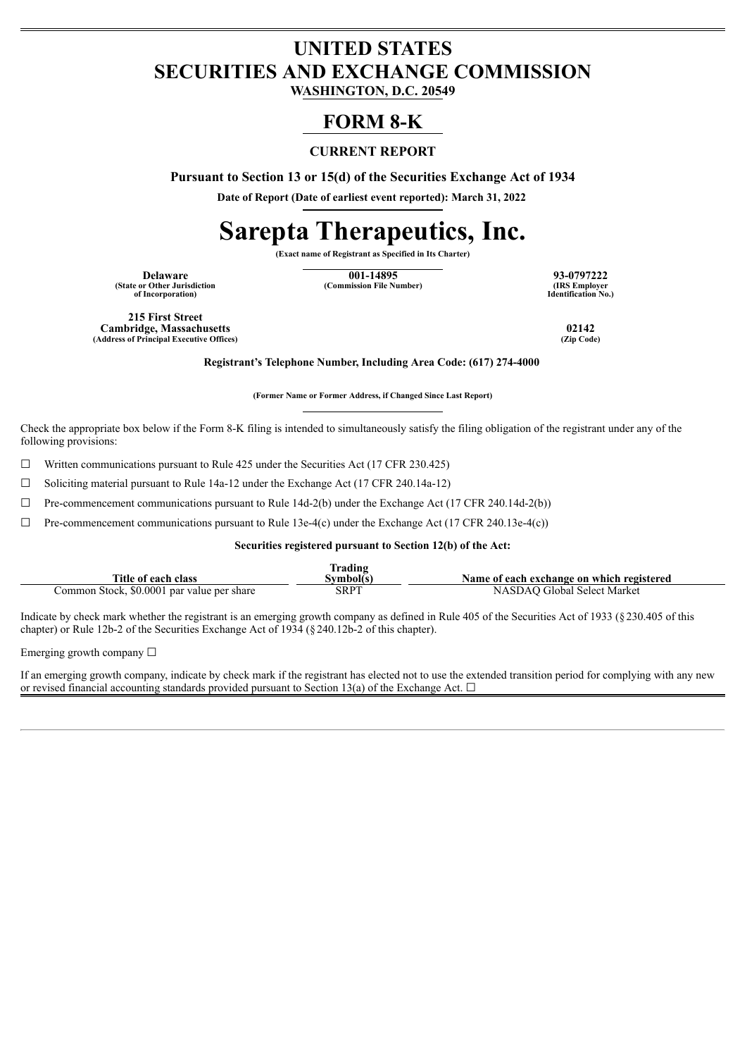# UNITED STATES
# SECURITIES AND EXCHANGE COMMISSION

**WASHINGTON, D.C. 20549**

# FORM 8-K

**CURRENT REPORT**

**Pursuant to Section 13 or 15(d) of the Securities Exchange Act of 1934**

**Date of Report (Date of earliest event reported): March 31, 2022**

# Sarepta Therapeutics, Inc.

**(Exact name of Registrant as Specified in Its Charter)**

| | | |
|---|---|---|
| **Delaware** | **001-14895** | **93-0797222** |
| **(State or Other Jurisdiction of Incorporation)** | **(Commission File Number)** | **(IRS Employer Identification No.)** |

| | |
|---|---|
| **215 First Street Cambridge, Massachusetts** | **02142** |
| **(Address of Principal Executive Offices)** | **(Zip Code)** |

**Registrant's Telephone Number, Including Area Code: (617) 274-4000**

**(Former Name or Former Address, if Changed Since Last Report)**

Check the appropriate box below if the Form 8-K filing is intended to simultaneously satisfy the filing obligation of the registrant under any of the following provisions:

☐ Written communications pursuant to Rule 425 under the Securities Act (17 CFR 230.425)

☐ Soliciting material pursuant to Rule 14a-12 under the Exchange Act (17 CFR 240.14a-12)

☐ Pre-commencement communications pursuant to Rule 14d-2(b) under the Exchange Act (17 CFR 240.14d-2(b))

☐ Pre-commencement communications pursuant to Rule 13e-4(c) under the Exchange Act (17 CFR 240.13e-4(c))

**Securities registered pursuant to Section 12(b) of the Act:**

| Title of each class | Trading Symbol(s) | Name of each exchange on which registered |
|---|---|---|
| Common Stock, $0.0001 par value per share | SRPT | NASDAQ Global Select Market |

Indicate by check mark whether the registrant is an emerging growth company as defined in Rule 405 of the Securities Act of 1933 (§230.405 of this chapter) or Rule 12b-2 of the Securities Exchange Act of 1934 (§240.12b-2 of this chapter).

Emerging growth company ☐

If an emerging growth company, indicate by check mark if the registrant has elected not to use the extended transition period for complying with any new or revised financial accounting standards provided pursuant to Section 13(a) of the Exchange Act. ☐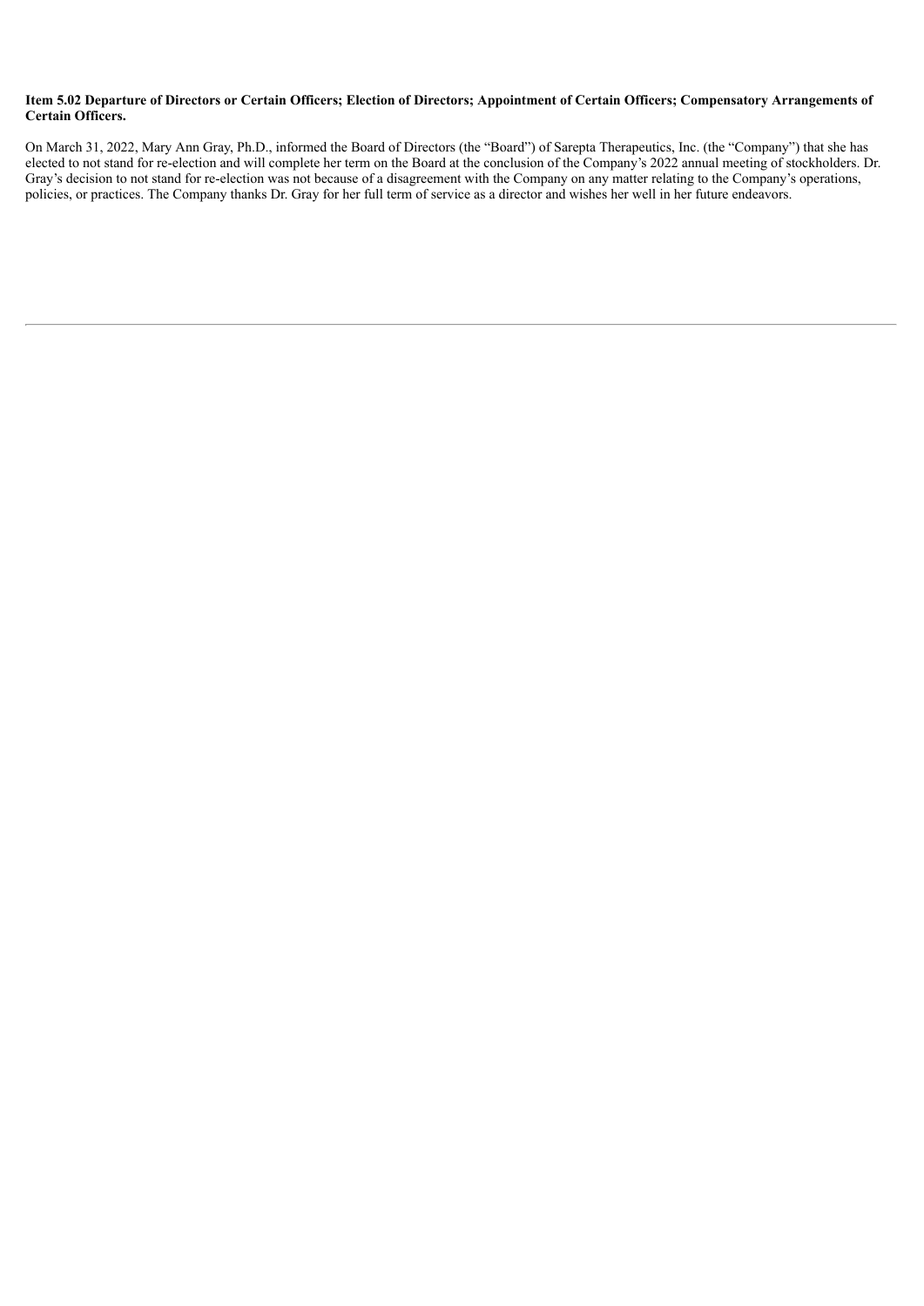**Item 5.02 Departure of Directors or Certain Officers; Election of Directors; Appointment of Certain Officers; Compensatory Arrangements of Certain Officers.**

On March 31, 2022, Mary Ann Gray, Ph.D., informed the Board of Directors (the "Board") of Sarepta Therapeutics, Inc. (the "Company") that she has elected to not stand for re-election and will complete her term on the Board at the conclusion of the Company's 2022 annual meeting of stockholders. Dr. Gray's decision to not stand for re-election was not because of a disagreement with the Company on any matter relating to the Company's operations, policies, or practices. The Company thanks Dr. Gray for her full term of service as a director and wishes her well in her future endeavors.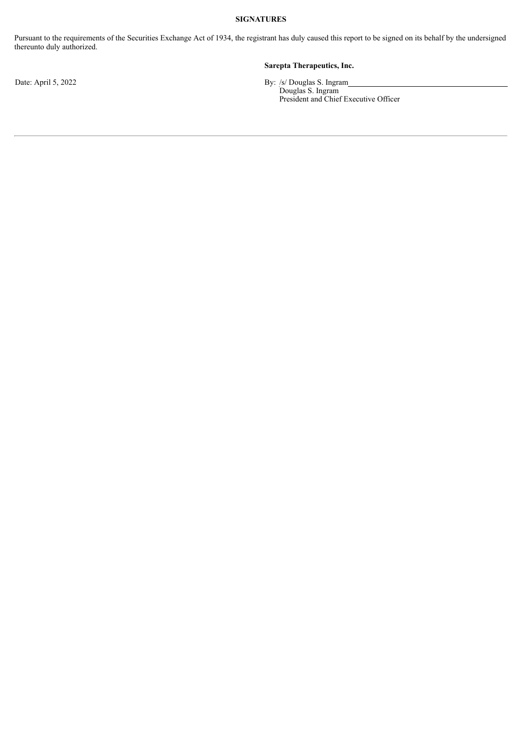**SIGNATURES**

Pursuant to the requirements of the Securities Exchange Act of 1934, the registrant has duly caused this report to be signed on its behalf by the undersigned thereunto duly authorized.

**Sarepta Therapeutics, Inc.**

Date: April 5, 2022

By: /s/ Douglas S. Ingram
Douglas S. Ingram
President and Chief Executive Officer